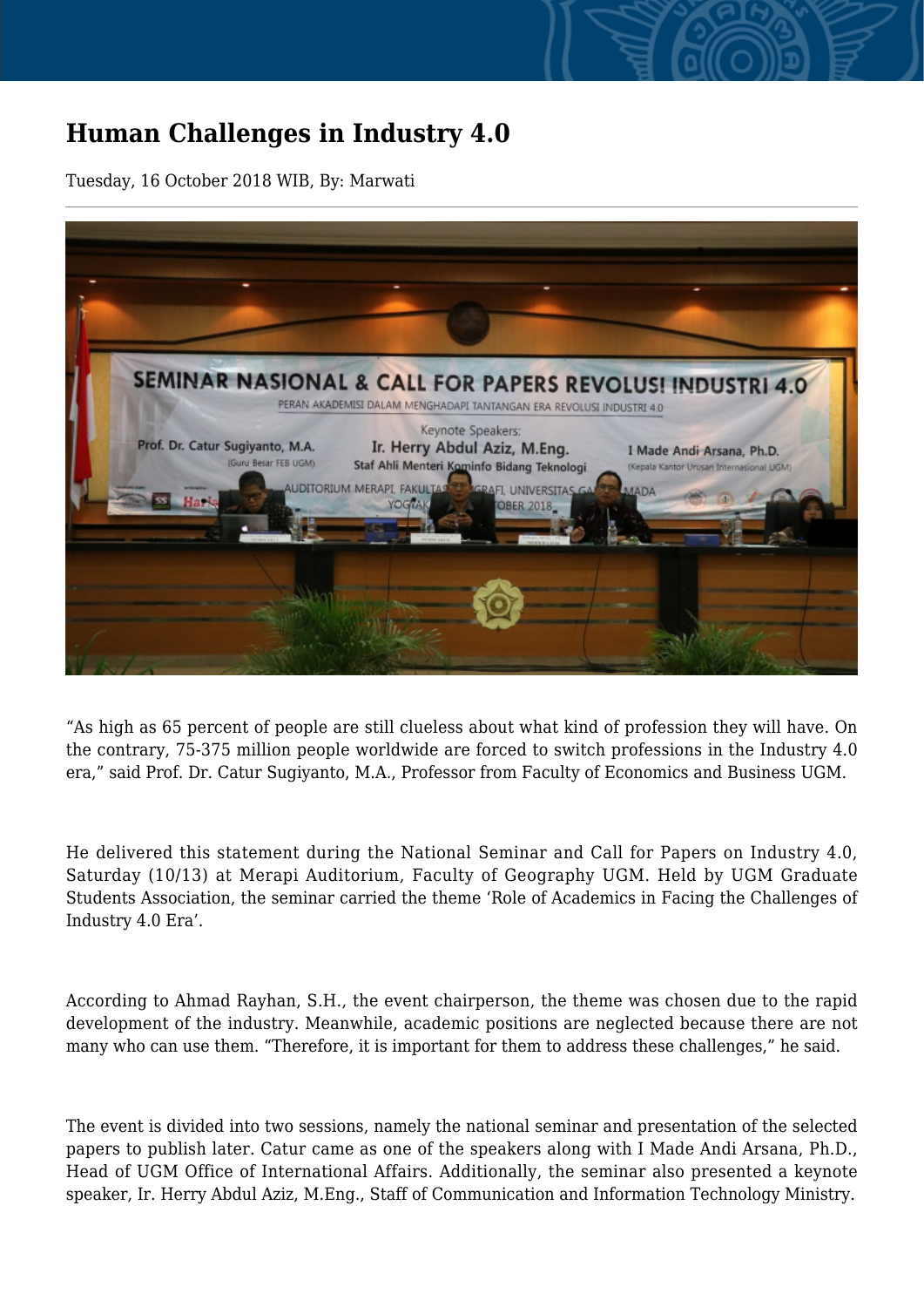# Human Challenges in Industry 4.0

Tuesday, 16 October 2018 WIB, By: Marwati

“As high as 65 percent of people are still clueless about what kind of profession they will have. On the contrary, 75-375 million people worldwide are forced to switch professions in the Industry 4.0 era,” said Prof. Dr. Catur Sugiyanto, M.A., Professor from Faculty of Economics and Business UGM.

He delivered this statement during the National Seminar and Call for Papers on Industry 4.0, Saturday (10/13) at Merapi Auditorium, Faculty of Geography UGM. Held by UGM Graduate Students Association, the seminar carried the theme ‘Role of Academics in Facing the Challenges of Industry 4.0 Era’.

According to Ahmad Rayhan, S.H., the event chairperson, the theme was chosen due to the rapid development of the industry. Meanwhile, academic positions are neglected because there are not many who can use them. “Therefore, it is important for them to address these challenges,” he said.

The event is divided into two sessions, namely the national seminar and presentation of the selected papers to publish later. Catur came as one of the speakers along with I Made Andi Arsana, Ph.D., Head of UGM Office of International Affairs. Additionally, the seminar also presented a keynote speaker, Ir. Herry Abdul Aziz, M.Eng., Staff of Communication and Information Technology Ministry.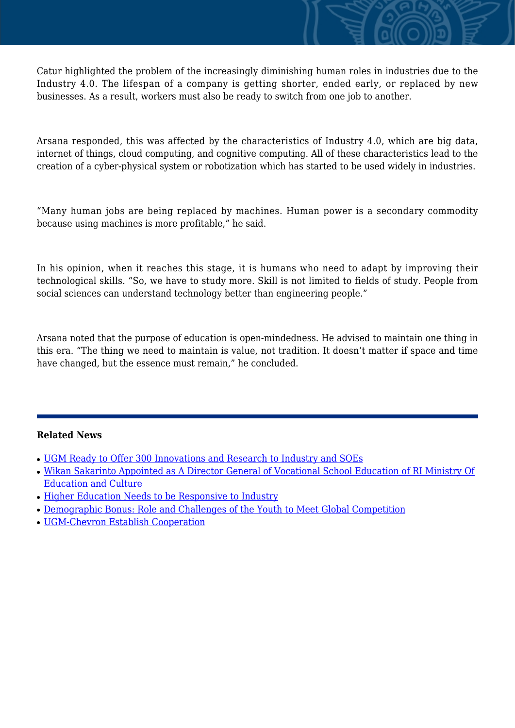Catur highlighted the problem of the increasingly diminishing human roles in industries due to the Industry 4.0. The lifespan of a company is getting shorter, ended early, or replaced by new businesses. As a result, workers must also be ready to switch from one job to another.

Arsana responded, this was affected by the characteristics of Industry 4.0, which are big data, internet of things, cloud computing, and cognitive computing. All of these characteristics lead to the creation of a cyber-physical system or robotization which has started to be used widely in industries.

“Many human jobs are being replaced by machines. Human power is a secondary commodity because using machines is more profitable,” he said.

In his opinion, when it reaches this stage, it is humans who need to adapt by improving their technological skills. “So, we have to study more. Skill is not limited to fields of study. People from social sciences can understand technology better than engineering people.”

Arsana noted that the purpose of education is open-mindedness. He advised to maintain one thing in this era. “The thing we need to maintain is value, not tradition. It doesn’t matter if space and time have changed, but the essence must remain,” he concluded.

---

**Related News**

- UGM Ready to Offer 300 Innovations and Research to Industry and SOEs
- Wikan Sakarinto Appointed as A Director General of Vocational School Education of RI Ministry Of Education and Culture
- Higher Education Needs to be Responsive to Industry
- Demographic Bonus: Role and Challenges of the Youth to Meet Global Competition
- UGM-Chevron Establish Cooperation